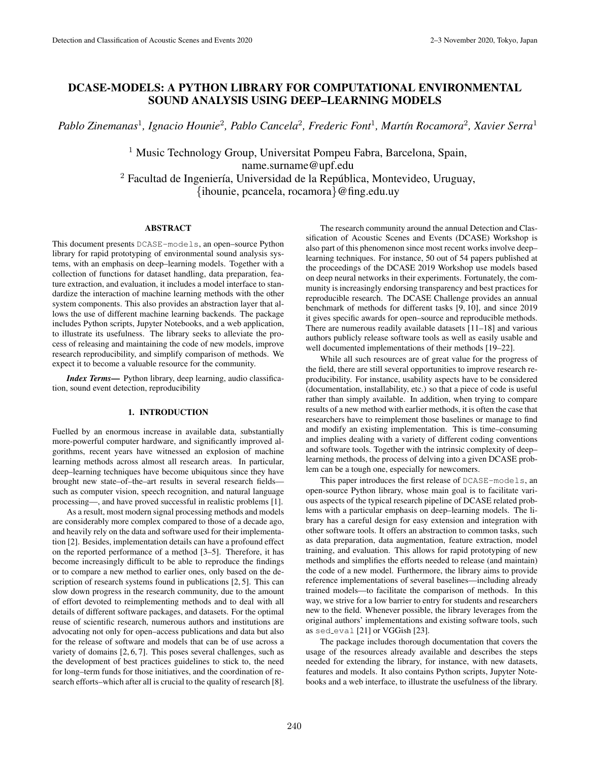# DCASE-MODELS: A PYTHON LIBRARY FOR COMPUTATIONAL ENVIRONMENTAL SOUND ANALYSIS USING DEEP–LEARNING MODELS

*Pablo Zinemanas*[1], *Ignacio Hounie*[2], *Pablo Cancela*[2], *Frederic Font*[1], *Martín Rocamora*[2], *Xavier Serra*[1]

[1] Music Technology Group, Universitat Pompeu Fabra, Barcelona, Spain, name.surname@upf.edu

[2] Facultad de Ingeniería, Universidad de la República, Montevideo, Uruguay, {ihounie, pcancela, rocamora}@fing.edu.uy

## ABSTRACT

This document presents `DCASE-models`, an open–source Python library for rapid prototyping of environmental sound analysis systems, with an emphasis on deep–learning models. Together with a collection of functions for dataset handling, data preparation, feature extraction, and evaluation, it includes a model interface to standardize the interaction of machine learning methods with the other system components. This also provides an abstraction layer that allows the use of different machine learning backends. The package includes Python scripts, Jupyter Notebooks, and a web application, to illustrate its usefulness. The library seeks to alleviate the process of releasing and maintaining the code of new models, improve research reproducibility, and simplify comparison of methods. We expect it to become a valuable resource for the community.

***Index Terms*—** Python library, deep learning, audio classification, sound event detection, reproducibility

## 1. INTRODUCTION

Fuelled by an enormous increase in available data, substantially more-powerful computer hardware, and significantly improved algorithms, recent years have witnessed an explosion of machine learning methods across almost all research areas. In particular, deep–learning techniques have become ubiquitous since they have brought new state–of–the–art results in several research fields—such as computer vision, speech recognition, and natural language processing—, and have proved successful in realistic problems [1].

As a result, most modern signal processing methods and models are considerably more complex compared to those of a decade ago, and heavily rely on the data and software used for their implementation [2]. Besides, implementation details can have a profound effect on the reported performance of a method [3–5]. Therefore, it has become increasingly difficult to be able to reproduce the findings or to compare a new method to earlier ones, only based on the description of research systems found in publications [2, 5]. This can slow down progress in the research community, due to the amount of effort devoted to reimplementing methods and to deal with all details of different software packages, and datasets. For the optimal reuse of scientific research, numerous authors and institutions are advocating not only for open–access publications and data but also for the release of software and models that can be of use across a variety of domains [2, 6, 7]. This poses several challenges, such as the development of best practices guidelines to stick to, the need for long–term funds for those initiatives, and the coordination of research efforts–which after all is crucial to the quality of research [8].

The research community around the annual Detection and Classification of Acoustic Scenes and Events (DCASE) Workshop is also part of this phenomenon since most recent works involve deep–learning techniques. For instance, 50 out of 54 papers published at the proceedings of the DCASE 2019 Workshop use models based on deep neural networks in their experiments. Fortunately, the community is increasingly endorsing transparency and best practices for reproducible research. The DCASE Challenge provides an annual benchmark of methods for different tasks [9, 10], and since 2019 it gives specific awards for open–source and reproducible methods. There are numerous readily available datasets [11–18] and various authors publicly release software tools as well as easily usable and well documented implementations of their methods [19–22].

While all such resources are of great value for the progress of the field, there are still several opportunities to improve research reproducibility. For instance, usability aspects have to be considered (documentation, installability, etc.) so that a piece of code is useful rather than simply available. In addition, when trying to compare results of a new method with earlier methods, it is often the case that researchers have to reimplement those baselines or manage to find and modify an existing implementation. This is time–consuming and implies dealing with a variety of different coding conventions and software tools. Together with the intrinsic complexity of deep–learning methods, the process of delving into a given DCASE problem can be a tough one, especially for newcomers.

This paper introduces the first release of `DCASE-models`, an open-source Python library, whose main goal is to facilitate various aspects of the typical research pipeline of DCASE related problems with a particular emphasis on deep–learning models. The library has a careful design for easy extension and integration with other software tools. It offers an abstraction to common tasks, such as data preparation, data augmentation, feature extraction, model training, and evaluation. This allows for rapid prototyping of new methods and simplifies the efforts needed to release (and maintain) the code of a new model. Furthermore, the library aims to provide reference implementations of several baselines—including already trained models—to facilitate the comparison of methods. In this way, we strive for a low barrier to entry for students and researchers new to the field. Whenever possible, the library leverages from the original authors' implementations and existing software tools, such as `sed_eval` [21] or VGGish [23].

The package includes thorough documentation that covers the usage of the resources already available and describes the steps needed for extending the library, for instance, with new datasets, features and models. It also contains Python scripts, Jupyter Notebooks and a web interface, to illustrate the usefulness of the library.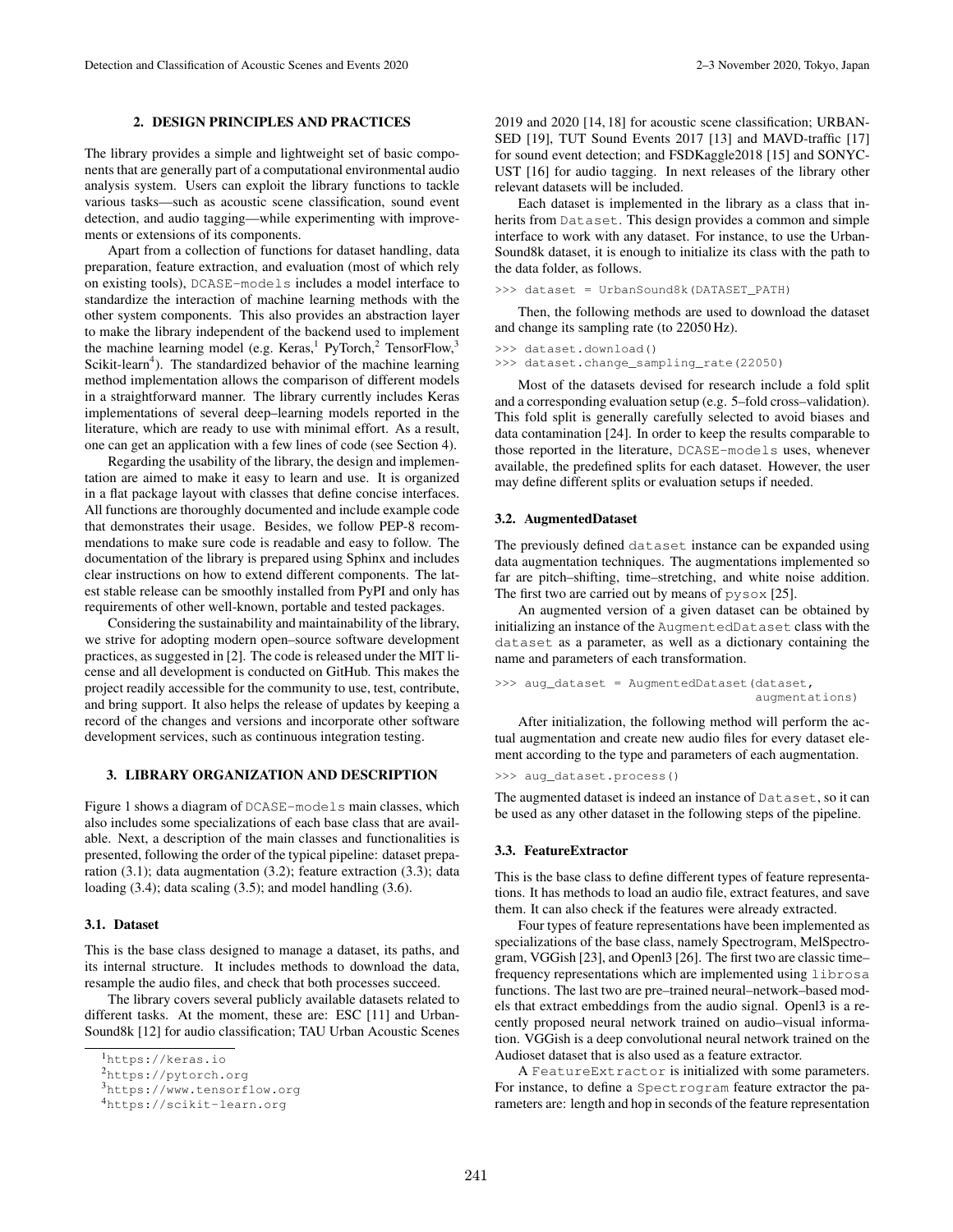## 2. DESIGN PRINCIPLES AND PRACTICES

The library provides a simple and lightweight set of basic components that are generally part of a computational environmental audio analysis system. Users can exploit the library functions to tackle various tasks—such as acoustic scene classification, sound event detection, and audio tagging—while experimenting with improvements or extensions of its components.

Apart from a collection of functions for dataset handling, data preparation, feature extraction, and evaluation (most of which rely on existing tools), `DCASE-models` includes a model interface to standardize the interaction of machine learning methods with the other system components. This also provides an abstraction layer to make the library independent of the backend used to implement the machine learning model (e.g. Keras,[1] PyTorch,[2] TensorFlow,[3] Scikit-learn[4]). The standardized behavior of the machine learning method implementation allows the comparison of different models in a straightforward manner. The library currently includes Keras implementations of several deep–learning models reported in the literature, which are ready to use with minimal effort. As a result, one can get an application with a few lines of code (see Section 4).

Regarding the usability of the library, the design and implementation are aimed to make it easy to learn and use. It is organized in a flat package layout with classes that define concise interfaces. All functions are thoroughly documented and include example code that demonstrates their usage. Besides, we follow PEP-8 recommendations to make sure code is readable and easy to follow. The documentation of the library is prepared using Sphinx and includes clear instructions on how to extend different components. The latest stable release can be smoothly installed from PyPI and only has requirements of other well-known, portable and tested packages.

Considering the sustainability and maintainability of the library, we strive for adopting modern open–source software development practices, as suggested in [2]. The code is released under the MIT license and all development is conducted on GitHub. This makes the project readily accessible for the community to use, test, contribute, and bring support. It also helps the release of updates by keeping a record of the changes and versions and incorporate other software development services, such as continuous integration testing.

## 3. LIBRARY ORGANIZATION AND DESCRIPTION

Figure 1 shows a diagram of `DCASE-models` main classes, which also includes some specializations of each base class that are available. Next, a description of the main classes and functionalities is presented, following the order of the typical pipeline: dataset preparation (3.1); data augmentation (3.2); feature extraction (3.3); data loading (3.4); data scaling (3.5); and model handling (3.6).

### 3.1. Dataset

This is the base class designed to manage a dataset, its paths, and its internal structure. It includes methods to download the data, resample the audio files, and check that both processes succeed.

The library covers several publicly available datasets related to different tasks. At the moment, these are: ESC [11] and UrbanSound8k [12] for audio classification; TAU Urban Acoustic Scenes 2019 and 2020 [14, 18] for acoustic scene classification; URBAN-SED [19], TUT Sound Events 2017 [13] and MAVD-traffic [17] for sound event detection; and FSDKaggle2018 [15] and SONYC-UST [16] for audio tagging. In next releases of the library other relevant datasets will be included.

Each dataset is implemented in the library as a class that inherits from `Dataset`. This design provides a common and simple interface to work with any dataset. For instance, to use the UrbanSound8k dataset, it is enough to initialize its class with the path to the data folder, as follows.

```
>>> dataset = UrbanSound8k(DATASET_PATH)
```

Then, the following methods are used to download the dataset and change its sampling rate (to 22050 Hz).

```
>>> dataset.download()
>>> dataset.change_sampling_rate(22050)
```

Most of the datasets devised for research include a fold split and a corresponding evaluation setup (e.g. 5–fold cross–validation). This fold split is generally carefully selected to avoid biases and data contamination [24]. In order to keep the results comparable to those reported in the literature, `DCASE-models` uses, whenever available, the predefined splits for each dataset. However, the user may define different splits or evaluation setups if needed.

### 3.2. AugmentedDataset

The previously defined `dataset` instance can be expanded using data augmentation techniques. The augmentations implemented so far are pitch–shifting, time–stretching, and white noise addition. The first two are carried out by means of `pysox` [25].

An augmented version of a given dataset can be obtained by initializing an instance of the `AugmentedDataset` class with the `dataset` as a parameter, as well as a dictionary containing the name and parameters of each transformation.

```
>>> aug_dataset = AugmentedDataset(dataset,
                                   augmentations)
```

After initialization, the following method will perform the actual augmentation and create new audio files for every dataset element according to the type and parameters of each augmentation.

```
>>> aug_dataset.process()
```

The augmented dataset is indeed an instance of `Dataset`, so it can be used as any other dataset in the following steps of the pipeline.

### 3.3. FeatureExtractor

This is the base class to define different types of feature representations. It has methods to load an audio file, extract features, and save them. It can also check if the features were already extracted.

Four types of feature representations have been implemented as specializations of the base class, namely Spectrogram, MelSpectrogram, VGGish [23], and Openl3 [26]. The first two are classic time–frequency representations which are implemented using `librosa` functions. The last two are pre–trained neural–network–based models that extract embeddings from the audio signal. Openl3 is a recently proposed neural network trained on audio–visual information. VGGish is a deep convolutional neural network trained on the Audioset dataset that is also used as a feature extractor.

A `FeatureExtractor` is initialized with some parameters. For instance, to define a `Spectrogram` feature extractor the parameters are: length and hop in seconds of the feature representation

[1] https://keras.io
[2] https://pytorch.org
[3] https://www.tensorflow.org
[4] https://scikit-learn.org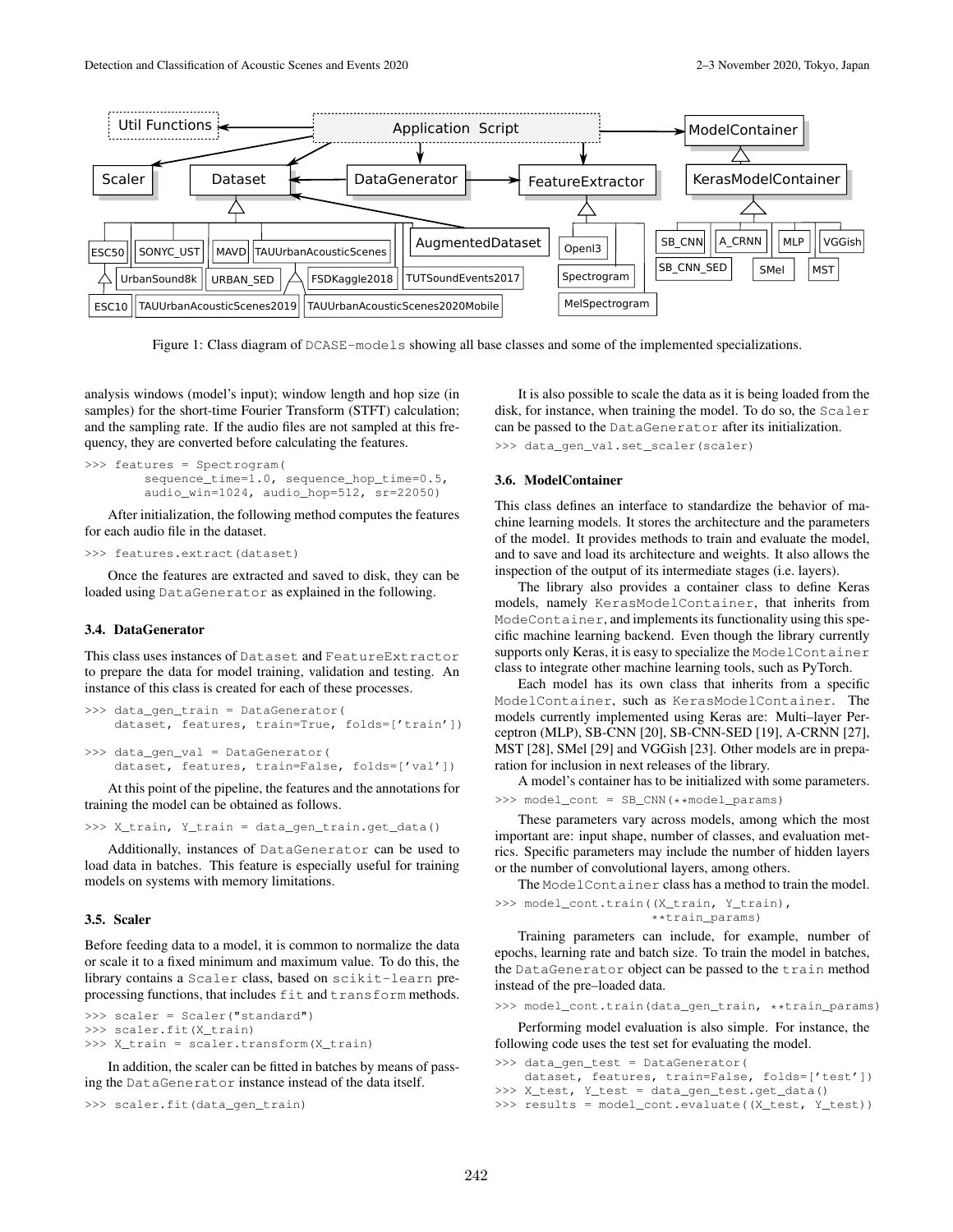Figure 1: Class diagram of DCASE-models showing all base classes and some of the implemented specializations.

analysis windows (model's input); window length and hop size (in samples) for the short-time Fourier Transform (STFT) calculation; and the sampling rate. If the audio files are not sampled at this frequency, they are converted before calculating the features.

```
>>> features = Spectrogram(
        sequence_time=1.0, sequence_hop_time=0.5,
        audio_win=1024, audio_hop=512, sr=22050)
```

After initialization, the following method computes the features for each audio file in the dataset.

```
>>> features.extract(dataset)
```

Once the features are extracted and saved to disk, they can be loaded using DataGenerator as explained in the following.

### 3.4. DataGenerator

This class uses instances of Dataset and FeatureExtractor to prepare the data for model training, validation and testing. An instance of this class is created for each of these processes.

```
>>> data_gen_train = DataGenerator(
    dataset, features, train=True, folds=['train'])
```

```
>>> data_gen_val = DataGenerator(
    dataset, features, train=False, folds=['val'])
```

At this point of the pipeline, the features and the annotations for training the model can be obtained as follows.

```
>>> X_train, Y_train = data_gen_train.get_data()
```

Additionally, instances of DataGenerator can be used to load data in batches. This feature is especially useful for training models on systems with memory limitations.

### 3.5. Scaler

Before feeding data to a model, it is common to normalize the data or scale it to a fixed minimum and maximum value. To do this, the library contains a Scaler class, based on scikit-learn preprocessing functions, that includes fit and transform methods.

```
>>> scaler = Scaler("standard")
>>> scaler.fit(X_train)
>>> X_train = scaler.transform(X_train)
```

In addition, the scaler can be fitted in batches by means of passing the DataGenerator instance instead of the data itself.

```
>>> scaler.fit(data_gen_train)
```

It is also possible to scale the data as it is being loaded from the disk, for instance, when training the model. To do so, the Scaler can be passed to the DataGenerator after its initialization.

```
>>> data_gen_val.set_scaler(scaler)
```

### 3.6. ModelContainer

This class defines an interface to standardize the behavior of machine learning models. It stores the architecture and the parameters of the model. It provides methods to train and evaluate the model, and to save and load its architecture and weights. It also allows the inspection of the output of its intermediate stages (i.e. layers).

The library also provides a container class to define Keras models, namely KerasModelContainer, that inherits from ModeContainer, and implements its functionality using this specific machine learning backend. Even though the library currently supports only Keras, it is easy to specialize the ModelContainer class to integrate other machine learning tools, such as PyTorch.

Each model has its own class that inherits from a specific ModelContainer, such as KerasModelContainer. The models currently implemented using Keras are: Multi–layer Perceptron (MLP), SB-CNN [20], SB-CNN-SED [19], A-CRNN [27], MST [28], SMel [29] and VGGish [23]. Other models are in preparation for inclusion in next releases of the library.

A model's container has to be initialized with some parameters.

```
>>> model_cont = SB_CNN(**model_params)
```

These parameters vary across models, among which the most important are: input shape, number of classes, and evaluation metrics. Specific parameters may include the number of hidden layers or the number of convolutional layers, among others.

The ModelContainer class has a method to train the model.

```
>>> model_cont.train((X_train, Y_train),
                     **train_params)
```

Training parameters can include, for example, number of epochs, learning rate and batch size. To train the model in batches, the DataGenerator object can be passed to the train method instead of the pre–loaded data.

```
>>> model_cont.train(data_gen_train, **train_params)
```

Performing model evaluation is also simple. For instance, the following code uses the test set for evaluating the model.

```
>>> data_gen_test = DataGenerator(
    dataset, features, train=False, folds=['test'])
>>> X_test, Y_test = data_gen_test.get_data()
>>> results = model_cont.evaluate((X_test, Y_test))
```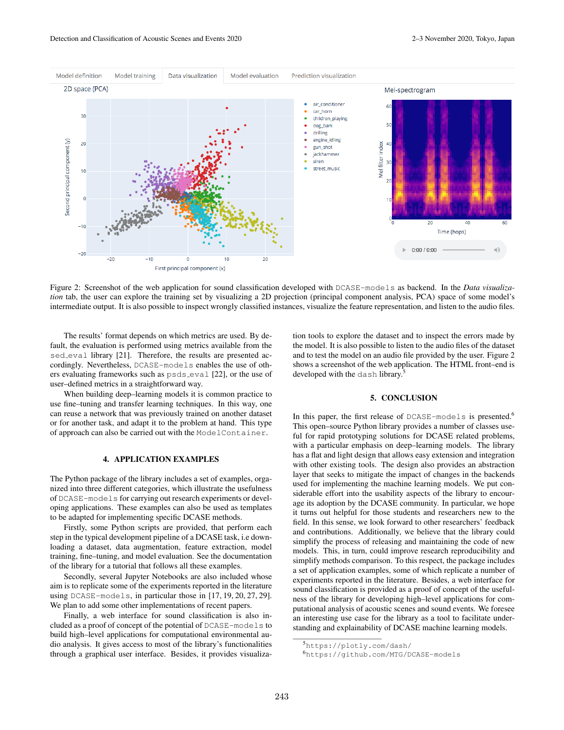Figure 2: Screenshot of the web application for sound classification developed with `DCASE-models` as backend. In the *Data visualization* tab, the user can explore the training set by visualizing a 2D projection (principal component analysis, PCA) space of some model's intermediate output. It is also possible to inspect wrongly classified instances, visualize the feature representation, and listen to the audio files.

The results' format depends on which metrics are used. By default, the evaluation is performed using metrics available from the `sed_eval` library [21]. Therefore, the results are presented accordingly. Nevertheless, `DCASE-models` enables the use of others evaluating frameworks such as `psds_eval` [22], or the use of user–defined metrics in a straightforward way.

When building deep–learning models it is common practice to use fine–tuning and transfer learning techniques. In this way, one can reuse a network that was previously trained on another dataset or for another task, and adapt it to the problem at hand. This type of approach can also be carried out with the `ModelContainer`.

## 4. APPLICATION EXAMPLES

The Python package of the library includes a set of examples, organized into three different categories, which illustrate the usefulness of `DCASE-models` for carrying out research experiments or developing applications. These examples can also be used as templates to be adapted for implementing specific DCASE methods.

Firstly, some Python scripts are provided, that perform each step in the typical development pipeline of a DCASE task, i.e downloading a dataset, data augmentation, feature extraction, model training, fine–tuning, and model evaluation. See the documentation of the library for a tutorial that follows all these examples.

Secondly, several Jupyter Notebooks are also included whose aim is to replicate some of the experiments reported in the literature using `DCASE-models`, in particular those in [17, 19, 20, 27, 29]. We plan to add some other implementations of recent papers.

Finally, a web interface for sound classification is also included as a proof of concept of the potential of `DCASE-models` to build high–level applications for computational environmental audio analysis. It gives access to most of the library's functionalities through a graphical user interface. Besides, it provides visualization tools to explore the dataset and to inspect the errors made by the model. It is also possible to listen to the audio files of the dataset and to test the model on an audio file provided by the user. Figure 2 shows a screenshot of the web application. The HTML front–end is developed with the `dash` library.[5]

## 5. CONCLUSION

In this paper, the first release of `DCASE-models` is presented.[6] This open–source Python library provides a number of classes useful for rapid prototyping solutions for DCASE related problems, with a particular emphasis on deep–learning models. The library has a flat and light design that allows easy extension and integration with other existing tools. The design also provides an abstraction layer that seeks to mitigate the impact of changes in the backends used for implementing the machine learning models. We put considerable effort into the usability aspects of the library to encourage its adoption by the DCASE community. In particular, we hope it turns out helpful for those students and researchers new to the field. In this sense, we look forward to other researchers' feedback and contributions. Additionally, we believe that the library could simplify the process of releasing and maintaining the code of new models. This, in turn, could improve research reproducibility and simplify methods comparison. To this respect, the package includes a set of application examples, some of which replicate a number of experiments reported in the literature. Besides, a web interface for sound classification is provided as a proof of concept of the usefulness of the library for developing high–level applications for computational analysis of acoustic scenes and sound events. We foresee an interesting use case for the library as a tool to facilitate understanding and explainability of DCASE machine learning models.

[5] `https://plotly.com/dash/`

[6] `https://github.com/MTG/DCASE-models`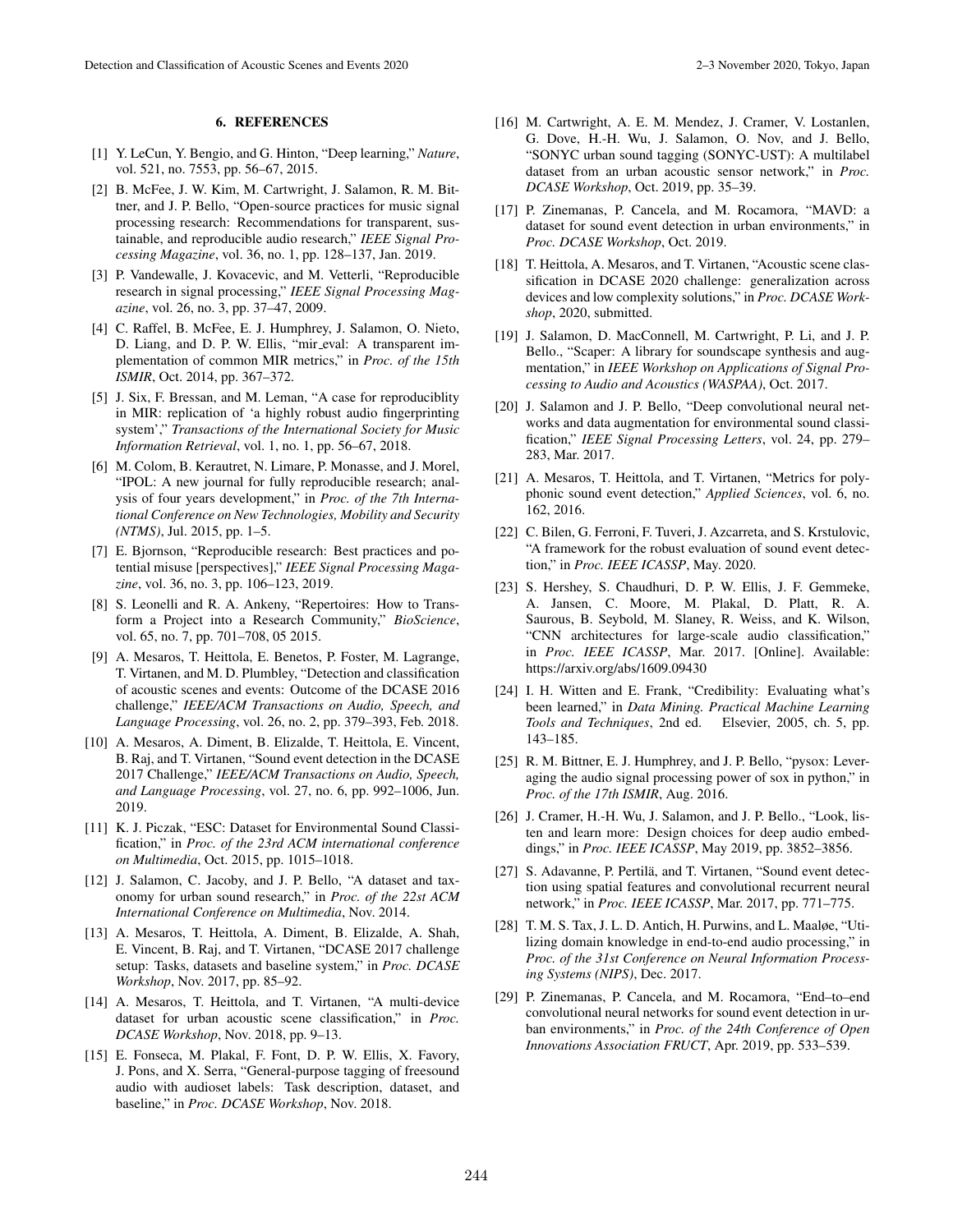## 6. REFERENCES

[1] Y. LeCun, Y. Bengio, and G. Hinton, "Deep learning," *Nature*, vol. 521, no. 7553, pp. 56–67, 2015.

[2] B. McFee, J. W. Kim, M. Cartwright, J. Salamon, R. M. Bittner, and J. P. Bello, "Open-source practices for music signal processing research: Recommendations for transparent, sustainable, and reproducible audio research," *IEEE Signal Processing Magazine*, vol. 36, no. 1, pp. 128–137, Jan. 2019.

[3] P. Vandewalle, J. Kovacevic, and M. Vetterli, "Reproducible research in signal processing," *IEEE Signal Processing Magazine*, vol. 26, no. 3, pp. 37–47, 2009.

[4] C. Raffel, B. McFee, E. J. Humphrey, J. Salamon, O. Nieto, D. Liang, and D. P. W. Ellis, "mir_eval: A transparent implementation of common MIR metrics," in *Proc. of the 15th ISMIR*, Oct. 2014, pp. 367–372.

[5] J. Six, F. Bressan, and M. Leman, "A case for reproduciblity in MIR: replication of 'a highly robust audio fingerprinting system'," *Transactions of the International Society for Music Information Retrieval*, vol. 1, no. 1, pp. 56–67, 2018.

[6] M. Colom, B. Kerautret, N. Limare, P. Monasse, and J. Morel, "IPOL: A new journal for fully reproducible research; analysis of four years development," in *Proc. of the 7th International Conference on New Technologies, Mobility and Security (NTMS)*, Jul. 2015, pp. 1–5.

[7] E. Bjornson, "Reproducible research: Best practices and potential misuse [perspectives]," *IEEE Signal Processing Magazine*, vol. 36, no. 3, pp. 106–123, 2019.

[8] S. Leonelli and R. A. Ankeny, "Repertoires: How to Transform a Project into a Research Community," *BioScience*, vol. 65, no. 7, pp. 701–708, 05 2015.

[9] A. Mesaros, T. Heittola, E. Benetos, P. Foster, M. Lagrange, T. Virtanen, and M. D. Plumbley, "Detection and classification of acoustic scenes and events: Outcome of the DCASE 2016 challenge," *IEEE/ACM Transactions on Audio, Speech, and Language Processing*, vol. 26, no. 2, pp. 379–393, Feb. 2018.

[10] A. Mesaros, A. Diment, B. Elizalde, T. Heittola, E. Vincent, B. Raj, and T. Virtanen, "Sound event detection in the DCASE 2017 Challenge," *IEEE/ACM Transactions on Audio, Speech, and Language Processing*, vol. 27, no. 6, pp. 992–1006, Jun. 2019.

[11] K. J. Piczak, "ESC: Dataset for Environmental Sound Classification," in *Proc. of the 23rd ACM international conference on Multimedia*, Oct. 2015, pp. 1015–1018.

[12] J. Salamon, C. Jacoby, and J. P. Bello, "A dataset and taxonomy for urban sound research," in *Proc. of the 22st ACM International Conference on Multimedia*, Nov. 2014.

[13] A. Mesaros, T. Heittola, A. Diment, B. Elizalde, A. Shah, E. Vincent, B. Raj, and T. Virtanen, "DCASE 2017 challenge setup: Tasks, datasets and baseline system," in *Proc. DCASE Workshop*, Nov. 2017, pp. 85–92.

[14] A. Mesaros, T. Heittola, and T. Virtanen, "A multi-device dataset for urban acoustic scene classification," in *Proc. DCASE Workshop*, Nov. 2018, pp. 9–13.

[15] E. Fonseca, M. Plakal, F. Font, D. P. W. Ellis, X. Favory, J. Pons, and X. Serra, "General-purpose tagging of freesound audio with audioset labels: Task description, dataset, and baseline," in *Proc. DCASE Workshop*, Nov. 2018.

[16] M. Cartwright, A. E. M. Mendez, J. Cramer, V. Lostanlen, G. Dove, H.-H. Wu, J. Salamon, O. Nov, and J. Bello, "SONYC urban sound tagging (SONYC-UST): A multilabel dataset from an urban acoustic sensor network," in *Proc. DCASE Workshop*, Oct. 2019, pp. 35–39.

[17] P. Zinemanas, P. Cancela, and M. Rocamora, "MAVD: a dataset for sound event detection in urban environments," in *Proc. DCASE Workshop*, Oct. 2019.

[18] T. Heittola, A. Mesaros, and T. Virtanen, "Acoustic scene classification in DCASE 2020 challenge: generalization across devices and low complexity solutions," in *Proc. DCASE Workshop*, 2020, submitted.

[19] J. Salamon, D. MacConnell, M. Cartwright, P. Li, and J. P. Bello., "Scaper: A library for soundscape synthesis and augmentation," in *IEEE Workshop on Applications of Signal Processing to Audio and Acoustics (WASPAA)*, Oct. 2017.

[20] J. Salamon and J. P. Bello, "Deep convolutional neural networks and data augmentation for environmental sound classification," *IEEE Signal Processing Letters*, vol. 24, pp. 279–283, Mar. 2017.

[21] A. Mesaros, T. Heittola, and T. Virtanen, "Metrics for polyphonic sound event detection," *Applied Sciences*, vol. 6, no. 162, 2016.

[22] C. Bilen, G. Ferroni, F. Tuveri, J. Azcarreta, and S. Krstulovic, "A framework for the robust evaluation of sound event detection," in *Proc. IEEE ICASSP*, May. 2020.

[23] S. Hershey, S. Chaudhuri, D. P. W. Ellis, J. F. Gemmeke, A. Jansen, C. Moore, M. Plakal, D. Platt, R. A. Saurous, B. Seybold, M. Slaney, R. Weiss, and K. Wilson, "CNN architectures for large-scale audio classification," in *Proc. IEEE ICASSP*, Mar. 2017. [Online]. Available: https://arxiv.org/abs/1609.09430

[24] I. H. Witten and E. Frank, "Credibility: Evaluating what's been learned," in *Data Mining. Practical Machine Learning Tools and Techniques*, 2nd ed. Elsevier, 2005, ch. 5, pp. 143–185.

[25] R. M. Bittner, E. J. Humphrey, and J. P. Bello, "pysox: Leveraging the audio signal processing power of sox in python," in *Proc. of the 17th ISMIR*, Aug. 2016.

[26] J. Cramer, H.-H. Wu, J. Salamon, and J. P. Bello., "Look, listen and learn more: Design choices for deep audio embeddings," in *Proc. IEEE ICASSP*, May 2019, pp. 3852–3856.

[27] S. Adavanne, P. Pertilä, and T. Virtanen, "Sound event detection using spatial features and convolutional recurrent neural network," in *Proc. IEEE ICASSP*, Mar. 2017, pp. 771–775.

[28] T. M. S. Tax, J. L. D. Antich, H. Purwins, and L. Maaløe, "Utilizing domain knowledge in end-to-end audio processing," in *Proc. of the 31st Conference on Neural Information Processing Systems (NIPS)*, Dec. 2017.

[29] P. Zinemanas, P. Cancela, and M. Rocamora, "End–to–end convolutional neural networks for sound event detection in urban environments," in *Proc. of the 24th Conference of Open Innovations Association FRUCT*, Apr. 2019, pp. 533–539.